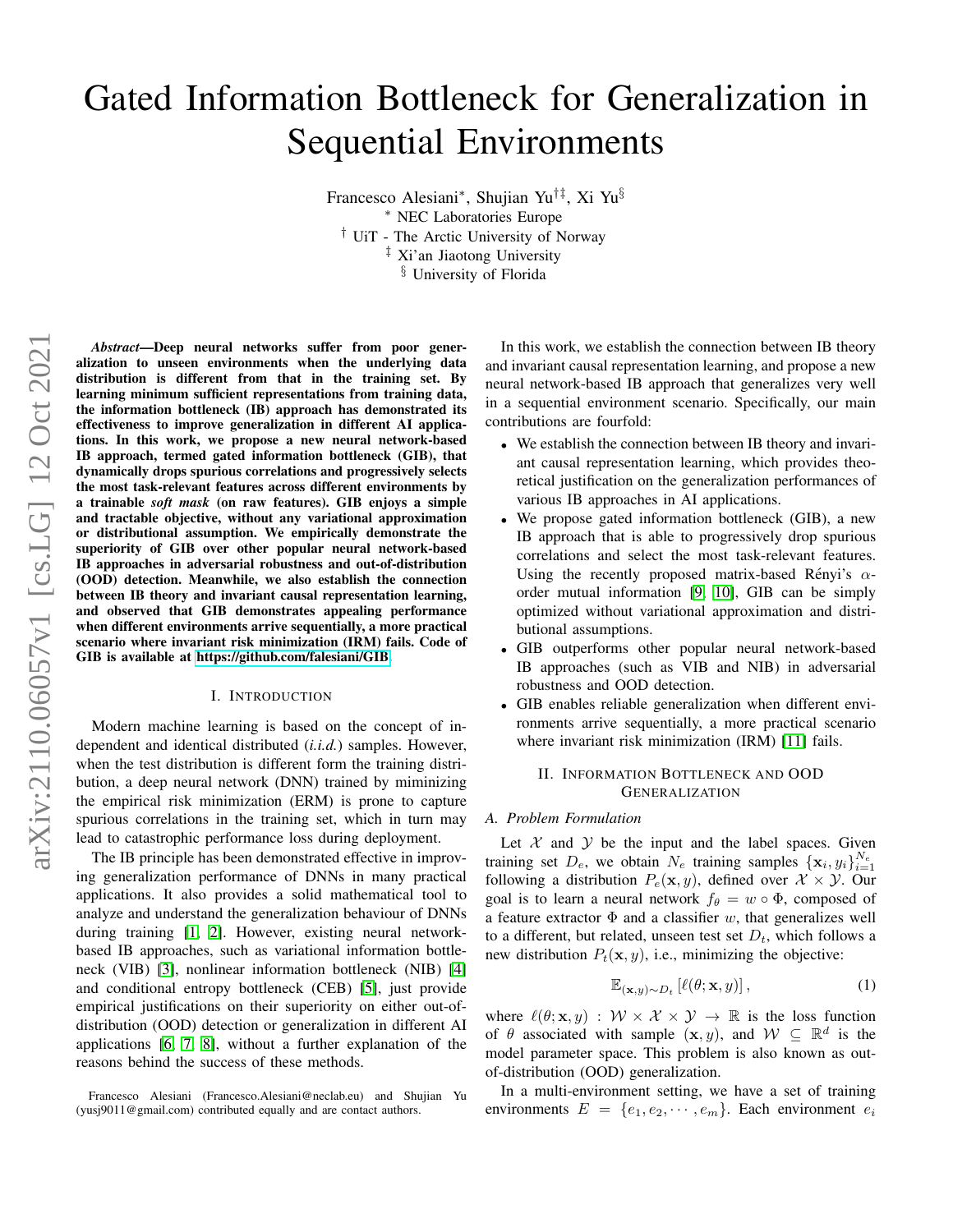# Gated Information Bottleneck for Generalization in Sequential Environments

Francesco Alesiani*, Shujian Yu[†‡], Xi Yu[§]

* NEC Laboratories Europe

[†] UiT - The Arctic University of Norway

[‡] Xi'an Jiaotong University

[§] University of Florida

***Abstract*—Deep neural networks suffer from poor generalization to unseen environments when the underlying data distribution is different from that in the training set. By learning minimum sufficient representations from training data, the information bottleneck (IB) approach has demonstrated its effectiveness to improve generalization in different AI applications. In this work, we propose a new neural network-based IB approach, termed gated information bottleneck (GIB), that dynamically drops spurious correlations and progressively selects the most task-relevant features across different environments by a trainable *soft mask* (on raw features). GIB enjoys a simple and tractable objective, without any variational approximation or distributional assumption. We empirically demonstrate the superiority of GIB over other popular neural network-based IB approaches in adversarial robustness and out-of-distribution (OOD) detection. Meanwhile, we also establish the connection between IB theory and invariant causal representation learning, and observed that GIB demonstrates appealing performance when different environments arrive sequentially, a more practical scenario where invariant risk minimization (IRM) fails. Code of GIB is available at https://github.com/falesiani/GIB.**

## I. Introduction

Modern machine learning is based on the concept of independent and identical distributed (*i.i.d.*) samples. However, when the test distribution is different form the training distribution, a deep neural network (DNN) trained by miminizing the empirical risk minimization (ERM) is prone to capture spurious correlations in the training set, which in turn may lead to catastrophic performance loss during deployment.

The IB principle has been demonstrated effective in improving generalization performance of DNNs in many practical applications. It also provides a solid mathematical tool to analyze and understand the generalization behaviour of DNNs during training [1, 2]. However, existing neural network-based IB approaches, such as variational information bottleneck (VIB) [3], nonlinear information bottleneck (NIB) [4] and conditional entropy bottleneck (CEB) [5], just provide empirical justifications on their superiority on either out-of-distribution (OOD) detection or generalization in different AI applications [6, 7, 8], without a further explanation of the reasons behind the success of these methods.

Francesco Alesiani (Francesco.Alesiani@neclab.eu) and Shujian Yu (yusj9011@gmail.com) contributed equally and are contact authors.

In this work, we establish the connection between IB theory and invariant causal representation learning, and propose a new neural network-based IB approach that generalizes very well in a sequential environment scenario. Specifically, our main contributions are fourfold:

- We establish the connection between IB theory and invariant causal representation learning, which provides theoretical justification on the generalization performances of various IB approaches in AI applications.
- We propose gated information bottleneck (GIB), a new IB approach that is able to progressively drop spurious correlations and select the most task-relevant features. Using the recently proposed matrix-based Rényi's $\alpha$-order mutual information [9, 10], GIB can be simply optimized without variational approximation and distributional assumptions.
- GIB outperforms other popular neural network-based IB approaches (such as VIB and NIB) in adversarial robustness and OOD detection.
- GIB enables reliable generalization when different environments arrive sequentially, a more practical scenario where invariant risk minimization (IRM) [11] fails.

## II. Information Bottleneck and OOD Generalization

### A. Problem Formulation

Let $\mathcal{X}$ and $\mathcal{Y}$ be the input and the label spaces. Given training set $D_e$, we obtain $N_e$ training samples $\{\mathbf{x}_i, y_i\}_{i=1}^{N_e}$ following a distribution $P_e(\mathbf{x}, y)$, defined over $\mathcal{X} \times \mathcal{Y}$. Our goal is to learn a neural network $f_\theta = w \circ \Phi$, composed of a feature extractor $\Phi$ and a classifier $w$, that generalizes well to a different, but related, unseen test set $D_t$, which follows a new distribution $P_t(\mathbf{x}, y)$, i.e., minimizing the objective:

$$\mathbb{E}_{(\mathbf{x},y)\sim D_t}\left[\ell(\theta; \mathbf{x}, y)\right], \tag{1}$$

where $\ell(\theta; \mathbf{x}, y) : \mathcal{W} \times \mathcal{X} \times \mathcal{Y} \rightarrow \mathbb{R}$ is the loss function of $\theta$ associated with sample $(\mathbf{x}, y)$, and $\mathcal{W} \subseteq \mathbb{R}^d$ is the model parameter space. This problem is also known as out-of-distribution (OOD) generalization.

In a multi-environment setting, we have a set of training environments $E = \{e_1, e_2, \cdots, e_m\}$. Each environment $e_i$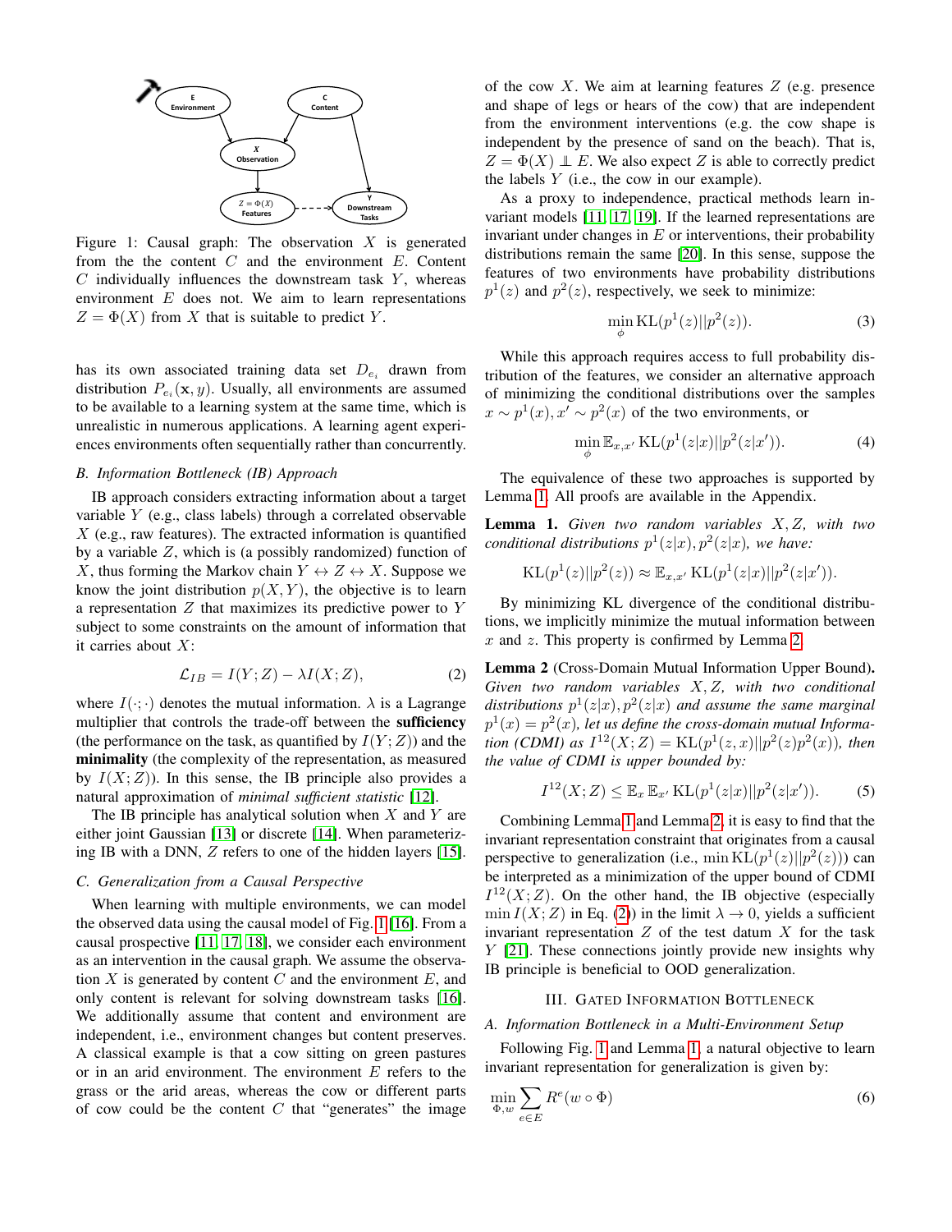Figure 1: Causal graph: The observation $X$ is generated from the the content $C$ and the environment $E$. Content $C$ individually influences the downstream task $Y$, whereas environment $E$ does not. We aim to learn representations $Z = \Phi(X)$ from $X$ that is suitable to predict $Y$.

has its own associated training data set $D_{e_i}$ drawn from distribution $P_{e_i}(\mathbf{x}, y)$. Usually, all environments are assumed to be available to a learning system at the same time, which is unrealistic in numerous applications. A learning agent experiences environments often sequentially rather than concurrently.

### B. Information Bottleneck (IB) Approach

IB approach considers extracting information about a target variable $Y$ (e.g., class labels) through a correlated observable $X$ (e.g., raw features). The extracted information is quantified by a variable $Z$, which is (a possibly randomized) function of $X$, thus forming the Markov chain $Y \leftrightarrow Z \leftrightarrow X$. Suppose we know the joint distribution $p(X, Y)$, the objective is to learn a representation $Z$ that maximizes its predictive power to $Y$ subject to some constraints on the amount of information that it carries about $X$:

$$\mathcal{L}_{IB} = I(Y;Z) - \lambda I(X;Z), \tag{2}$$

where $I(\cdot;\cdot)$ denotes the mutual information. $\lambda$ is a Lagrange multiplier that controls the trade-off between the **sufficiency** (the performance on the task, as quantified by $I(Y;Z)$) and the **minimality** (the complexity of the representation, as measured by $I(X;Z)$). In this sense, the IB principle also provides a natural approximation of *minimal sufficient statistic* [12].

The IB principle has analytical solution when $X$ and $Y$ are either joint Gaussian [13] or discrete [14]. When parameterizing IB with a DNN, $Z$ refers to one of the hidden layers [15].

### C. Generalization from a Causal Perspective

When learning with multiple environments, we can model the observed data using the causal model of Fig. 1 [16]. From a causal prospective [11], [17], [18], we consider each environment as an intervention in the causal graph. We assume the observation $X$ is generated by content $C$ and the environment $E$, and only content is relevant for solving downstream tasks [16]. We additionally assume that content and environment are independent, i.e., environment changes but content preserves. A classical example is that a cow sitting on green pastures or in an arid environment. The environment $E$ refers to the grass or the arid areas, whereas the cow or different parts of cow could be the content $C$ that "generates" the image of the cow $X$. We aim at learning features $Z$ (e.g. presence and shape of legs or hears of the cow) that are independent from the environment interventions (e.g. the cow shape is independent by the presence of sand on the beach). That is, $Z = \Phi(X) \perp\!\!\!\perp E$. We also expect $Z$ is able to correctly predict the labels $Y$ (i.e., the cow in our example).

As a proxy to independence, practical methods learn invariant models [11], [17], [19]. If the learned representations are invariant under changes in $E$ or interventions, their probability distributions remain the same [20]. In this sense, suppose the features of two environments have probability distributions $p^1(z)$ and $p^2(z)$, respectively, we seek to minimize:

$$\min_{\phi} \mathrm{KL}(p^1(z)||p^2(z)). \tag{3}$$

While this approach requires access to full probability distribution of the features, we consider an alternative approach of minimizing the conditional distributions over the samples $x \sim p^1(x), x' \sim p^2(x)$ of the two environments, or

$$\min_{\phi} \mathbb{E}_{x,x'} \mathrm{KL}(p^1(z|x)||p^2(z|x')). \tag{4}$$

The equivalence of these two approaches is supported by Lemma 1. All proofs are available in the Appendix.

**Lemma 1.** *Given two random variables $X, Z$, with two conditional distributions $p^1(z|x), p^2(z|x)$, we have:*

$$\mathrm{KL}(p^1(z)||p^2(z)) \approx \mathbb{E}_{x,x'} \mathrm{KL}(p^1(z|x)||p^2(z|x')).$$

By minimizing KL divergence of the conditional distributions, we implicitly minimize the mutual information between $x$ and $z$. This property is confirmed by Lemma 2.

**Lemma 2** (Cross-Domain Mutual Information Upper Bound)**.** *Given two random variables $X, Z$, with two conditional distributions $p^1(z|x), p^2(z|x)$ and assume the same marginal $p^1(x) = p^2(x)$, let us define the cross-domain mutual Information (CDMI) as $I^{12}(X;Z) = \mathrm{KL}(p^1(z,x)||p^2(z)p^2(x))$, then the value of CDMI is upper bounded by:*

$$I^{12}(X;Z) \leq \mathbb{E}_x \mathbb{E}_{x'} \mathrm{KL}(p^1(z|x)||p^2(z|x')). \tag{5}$$

Combining Lemma 1 and Lemma 2, it is easy to find that the invariant representation constraint that originates from a causal perspective to generalization (i.e., $\min \mathrm{KL}(p^1(z)||p^2(z))$) can be interpreted as a minimization of the upper bound of CDMI $I^{12}(X;Z)$. On the other hand, the IB objective (especially $\min I(X;Z)$ in Eq. (2)) in the limit $\lambda \to 0$, yields a sufficient invariant representation $Z$ of the test datum $X$ for the task $Y$ [21]. These connections jointly provide new insights why IB principle is beneficial to OOD generalization.

## III. Gated Information Bottleneck

### A. Information Bottleneck in a Multi-Environment Setup

Following Fig. 1 and Lemma 1, a natural objective to learn invariant representation for generalization is given by:

$$\min_{\Phi, w} \sum_{e \in E} R^e(w \circ \Phi) \tag{6}$$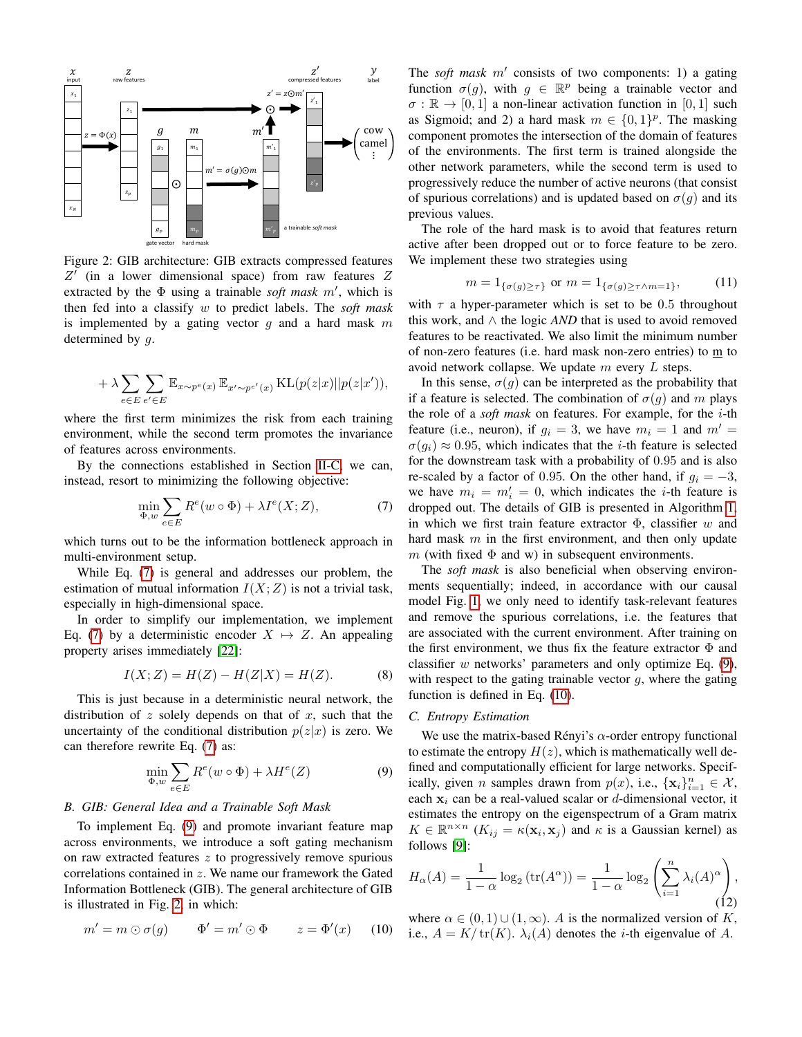Figure 2: GIB architecture: GIB extracts compressed features $Z'$ (in a lower dimensional space) from raw features $Z$ extracted by the $\Phi$ using a trainable *soft mask* $m'$, which is then fed into a classify $w$ to predict labels. The *soft mask* is implemented by a gating vector $g$ and a hard mask $m$ determined by $g$.

$$+\lambda \sum_{e \in E} \sum_{e' \in E} \mathbb{E}_{x \sim p^e(x)} \mathbb{E}_{x' \sim p^{e'}(x)} \mathrm{KL}(p(z|x)||p(z|x')),$$

where the first term minimizes the risk from each training environment, while the second term promotes the invariance of features across environments.

By the connections established in Section II-C, we can, instead, resort to minimizing the following objective:

$$\min_{\Phi, w} \sum_{e \in E} R^e(w \circ \Phi) + \lambda I^e(X; Z), \tag{7}$$

which turns out to be the information bottleneck approach in multi-environment setup.

While Eq. (7) is general and addresses our problem, the estimation of mutual information $I(X;Z)$ is not a trivial task, especially in high-dimensional space.

In order to simplify our implementation, we implement Eq. (7) by a deterministic encoder $X \mapsto Z$. An appealing property arises immediately [22]:

$$I(X;Z) = H(Z) - H(Z|X) = H(Z). \tag{8}$$

This is just because in a deterministic neural network, the distribution of $z$ solely depends on that of $x$, such that the uncertainty of the conditional distribution $p(z|x)$ is zero. We can therefore rewrite Eq. (7) as:

$$\min_{\Phi, w} \sum_{e \in E} R^e(w \circ \Phi) + \lambda H^e(Z) \tag{9}$$

### B. GIB: General Idea and a Trainable Soft Mask

To implement Eq. (9) and promote invariant feature map across environments, we introduce a soft gating mechanism on raw extracted features $z$ to progressively remove spurious correlations contained in $z$. We name our framework the Gated Information Bottleneck (GIB). The general architecture of GIB is illustrated in Fig. 2, in which:

$$m' = m \odot \sigma(g) \qquad \Phi' = m' \odot \Phi \qquad z = \Phi'(x) \tag{10}$$

The *soft mask* $m'$ consists of two components: 1) a gating function $\sigma(g)$, with $g \in \mathbb{R}^p$ being a trainable vector and $\sigma : \mathbb{R} \to [0,1]$ a non-linear activation function in $[0,1]$ such as Sigmoid; and 2) a hard mask $m \in \{0,1\}^p$. The masking component promotes the intersection of the domain of features of the environments. The first term is trained alongside the other network parameters, while the second term is used to progressively reduce the number of active neurons (that consist of spurious correlations) and is updated based on $\sigma(g)$ and its previous values.

The role of the hard mask is to avoid that features return active after been dropped out or to force feature to be zero. We implement these two strategies using

$$m = 1_{\{\sigma(g) \geq \tau\}} \text{ or } m = 1_{\{\sigma(g) \geq \tau \wedge m=1\}}, \tag{11}$$

with $\tau$ a hyper-parameter which is set to be 0.5 throughout this work, and $\wedge$ the logic *AND* that is used to avoid removed features to be reactivated. We also limit the minimum number of non-zero features (i.e. hard mask non-zero entries) to $\underline{m}$ to avoid network collapse. We update $m$ every $L$ steps.

In this sense, $\sigma(g)$ can be interpreted as the probability that if a feature is selected. The combination of $\sigma(g)$ and $m$ plays the role of a *soft mask* on features. For example, for the $i$-th feature (i.e., neuron), if $g_i = 3$, we have $m_i = 1$ and $m' = \sigma(g_i) \approx 0.95$, which indicates that the $i$-th feature is selected for the downstream task with a probability of 0.95 and is also re-scaled by a factor of 0.95. On the other hand, if $g_i = -3$, we have $m_i = m'_i = 0$, which indicates the $i$-th feature is dropped out. The details of GIB is presented in Algorithm 1, in which we first train feature extractor $\Phi$, classifier $w$ and hard mask $m$ in the first environment, and then only update $m$ (with fixed $\Phi$ and w) in subsequent environments.

The *soft mask* is also beneficial when observing environments sequentially; indeed, in accordance with our causal model Fig. 1, we only need to identify task-relevant features and remove the spurious correlations, i.e. the features that are associated with the current environment. After training on the first environment, we thus fix the feature extractor $\Phi$ and classifier $w$ networks' parameters and only optimize Eq. (9), with respect to the gating trainable vector $g$, where the gating function is defined in Eq. (10).

### C. Entropy Estimation

We use the matrix-based Rényi's $\alpha$-order entropy functional to estimate the entropy $H(z)$, which is mathematically well defined and computationally efficient for large networks. Specifically, given $n$ samples drawn from $p(x)$, i.e., $\{\mathbf{x}_i\}_{i=1}^n \in \mathcal{X}$, each $\mathbf{x}_i$ can be a real-valued scalar or $d$-dimensional vector, it estimates the entropy on the eigenspectrum of a Gram matrix $K \in \mathbb{R}^{n \times n}$ ($K_{ij} = \kappa(\mathbf{x}_i, \mathbf{x}_j)$ and $\kappa$ is a Gaussian kernel) as follows [9]:

$$H_\alpha(A) = \frac{1}{1-\alpha} \log_2 \left(\mathrm{tr}(A^\alpha)\right) = \frac{1}{1-\alpha} \log_2 \left( \sum_{i=1}^n \lambda_i(A)^\alpha \right), \tag{12}$$

where $\alpha \in (0,1) \cup (1,\infty)$. $A$ is the normalized version of $K$, i.e., $A = K/\mathrm{tr}(K)$. $\lambda_i(A)$ denotes the $i$-th eigenvalue of $A$.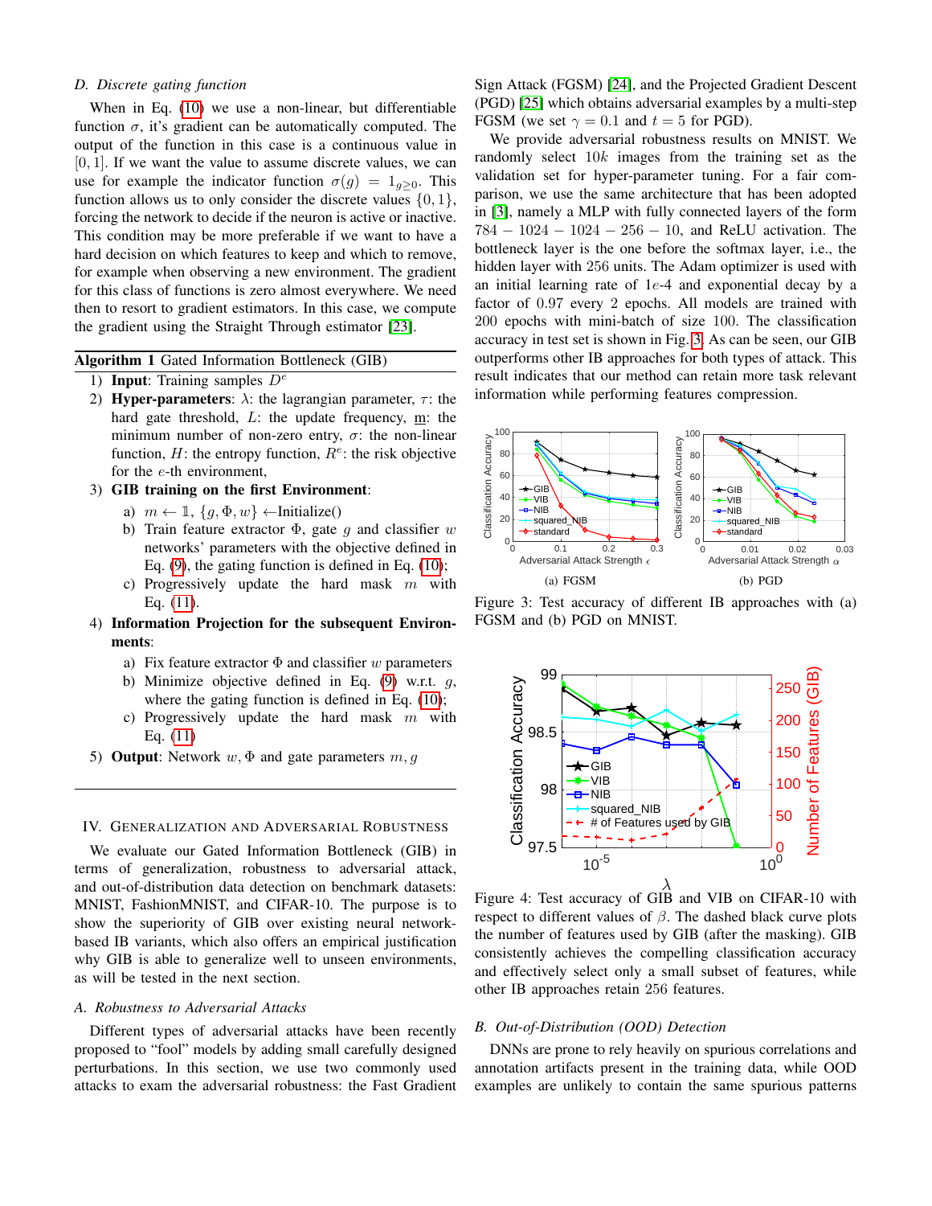### D. Discrete gating function

When in Eq. (10) we use a non-linear, but differentiable function $\sigma$, it's gradient can be automatically computed. The output of the function in this case is a continuous value in $[0, 1]$. If we want the value to assume discrete values, we can use for example the indicator function $\sigma(g) = 1_{g \geq 0}$. This function allows us to only consider the discrete values $\{0, 1\}$, forcing the network to decide if the neuron is active or inactive. This condition may be more preferable if we want to have a hard decision on which features to keep and which to remove, for example when observing a new environment. The gradient for this class of functions is zero almost everywhere. We need then to resort to gradient estimators. In this case, we compute the gradient using the Straight Through estimator [23].

**Algorithm 1** Gated Information Bottleneck (GIB)

1) **Input**: Training samples $D^e$
2) **Hyper-parameters**: $\lambda$: the lagrangian parameter, $\tau$: the hard gate threshold, $L$: the update frequency, m: the minimum number of non-zero entry, $\sigma$: the non-linear function, $H$: the entropy function, $R^e$: the risk objective for the $e$-th environment,
3) **GIB training on the first Environment**:
   a) $m \leftarrow \mathbb{1}$, $\{g, \Phi, w\} \leftarrow$Initialize()
   b) Train feature extractor $\Phi$, gate $g$ and classifier $w$ networks' parameters with the objective defined in Eq. (9), the gating function is defined in Eq. (10);
   c) Progressively update the hard mask $m$ with Eq. (11).
4) **Information Projection for the subsequent Environments**:
   a) Fix feature extractor $\Phi$ and classifier $w$ parameters
   b) Minimize objective defined in Eq. (9) w.r.t. $g$, where the gating function is defined in Eq. (10);
   c) Progressively update the hard mask $m$ with Eq. (11)
5) **Output**: Network $w, \Phi$ and gate parameters $m, g$

## IV. Generalization and Adversarial Robustness

We evaluate our Gated Information Bottleneck (GIB) in terms of generalization, robustness to adversarial attack, and out-of-distribution data detection on benchmark datasets: MNIST, FashionMNIST, and CIFAR-10. The purpose is to show the superiority of GIB over existing neural network-based IB variants, which also offers an empirical justification why GIB is able to generalize well to unseen environments, as will be tested in the next section.

### A. Robustness to Adversarial Attacks

Different types of adversarial attacks have been recently proposed to "fool" models by adding small carefully designed perturbations. In this section, we use two commonly used attacks to exam the adversarial robustness: the Fast Gradient Sign Attack (FGSM) [24], and the Projected Gradient Descent (PGD) [25] which obtains adversarial examples by a multi-step FGSM (we set $\gamma = 0.1$ and $t = 5$ for PGD).

We provide adversarial robustness results on MNIST. We randomly select $10k$ images from the training set as the validation set for hyper-parameter tuning. For a fair comparison, we use the same architecture that has been adopted in [3], namely a MLP with fully connected layers of the form $784 - 1024 - 1024 - 256 - 10$, and ReLU activation. The bottleneck layer is the one before the softmax layer, i.e., the hidden layer with 256 units. The Adam optimizer is used with an initial learning rate of $1e$-4 and exponential decay by a factor of 0.97 every 2 epochs. All models are trained with 200 epochs with mini-batch of size 100. The classification accuracy in test set is shown in Fig. 3. As can be seen, our GIB outperforms other IB approaches for both types of attack. This result indicates that our method can retain more task relevant information while performing features compression.

(a) FGSM (b) PGD

Figure 3: Test accuracy of different IB approaches with (a) FGSM and (b) PGD on MNIST.

Figure 4: Test accuracy of GIB and VIB on CIFAR-10 with respect to different values of $\beta$. The dashed black curve plots the number of features used by GIB (after the masking). GIB consistently achieves the compelling classification accuracy and effectively select only a small subset of features, while other IB approaches retain 256 features.

### B. Out-of-Distribution (OOD) Detection

DNNs are prone to rely heavily on spurious correlations and annotation artifacts present in the training data, while OOD examples are unlikely to contain the same spurious patterns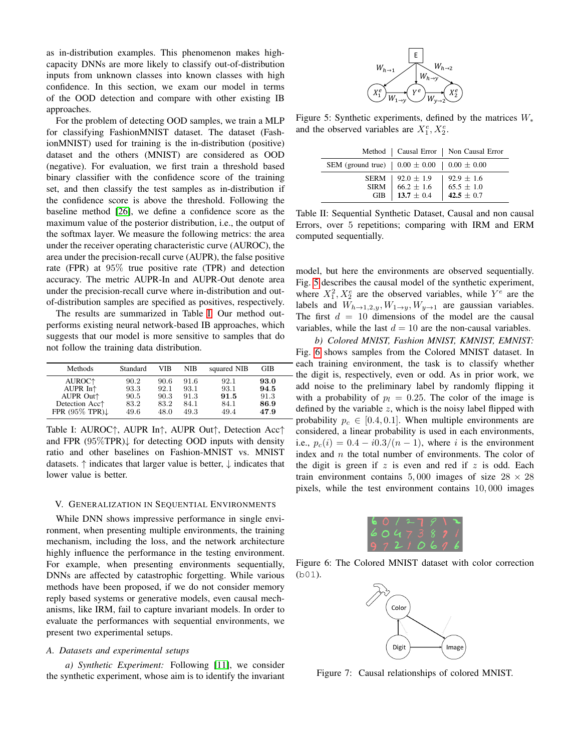as in-distribution examples. This phenomenon makes high-capacity DNNs are more likely to classify out-of-distribution inputs from unknown classes into known classes with high confidence. In this section, we exam our model in terms of the OOD detection and compare with other existing IB approaches.

For the problem of detecting OOD samples, we train a MLP for classifying FashionMNIST dataset. The dataset (FashionMNIST) used for training is the in-distribution (positive) dataset and the others (MNIST) are considered as OOD (negative). For evaluation, we first train a threshold based binary classifier with the confidence score of the training set, and then classify the test samples as in-distribution if the confidence score is above the threshold. Following the baseline method [26], we define a confidence score as the maximum value of the posterior distribution, i.e., the output of the softmax layer. We measure the following metrics: the area under the receiver operating characteristic curve (AUROC), the area under the precision-recall curve (AUPR), the false positive rate (FPR) at 95% true positive rate (TPR) and detection accuracy. The metric AUPR-In and AUPR-Out denote area under the precision-recall curve where in-distribution and out-of-distribution samples are specified as positives, respectively.

The results are summarized in Table I. Our method outperforms existing neural network-based IB approaches, which suggests that our model is more sensitive to samples that do not follow the training data distribution.

| Methods | Standard | VIB | NIB | squared NIB | GIB |
|---|---|---|---|---|---|
| AUROC↑ | 90.2 | 90.6 | 91.6 | 92.1 | **93.0** |
| AUPR In↑ | 93.3 | 92.1 | 93.1 | 93.1 | **94.5** |
| AUPR Out↑ | 90.5 | 90.3 | 91.3 | **91.5** | 91.3 |
| Detection Acc↑ | 83.2 | 83.2 | 84.1 | 84.1 | **86.9** |
| FPR (95% TPR)↓ | 49.6 | 48.0 | 49.3 | 49.4 | **47.9** |

Table I: AUROC↑, AUPR In↑, AUPR Out↑, Detection Acc↑ and FPR (95%TPR)↓ for detecting OOD inputs with density ratio and other baselines on Fashion-MNIST vs. MNIST datasets. ↑ indicates that larger value is better, ↓ indicates that lower value is better.

## V. Generalization in Sequential Environments

While DNN shows impressive performance in single environment, when presenting multiple environments, the training mechanism, including the loss, and the network architecture highly influence the performance in the testing environment. For example, when presenting environments sequentially, DNNs are affected by catastrophic forgetting. While various methods have been proposed, if we do not consider memory reply based systems or generative models, even causal mechanisms, like IRM, fail to capture invariant models. In order to evaluate the performances with sequential environments, we present two experimental setups.

### A. Datasets and experimental setups

*a) Synthetic Experiment:* Following [11], we consider the synthetic experiment, whose aim is to identify the invariant model, but here the environments are observed sequentially. Fig. 5 describes the causal model of the synthetic experiment, where $X_1^2, X_2^e$ are the observed variables, while $Y^e$ are the labels and $W_{h\to 1,2,y}, W_{1\to y}, W_{y\to 1}$ are gaussian variables. The first $d = 10$ dimensions of the model are the causal variables, while the last $d = 10$ are the non-causal variables.

Figure 5: Synthetic experiments, defined by the matrices $W_*$ and the observed variables are $X_1^e, X_2^e$.

| Method | Causal Error | Non Causal Error |
|---|---|---|
| SEM (ground true) | 0.00 ± 0.00 | 0.00 ± 0.00 |
| SERM | 92.0 ± 1.9 | 92.9 ± 1.6 |
| SIRM | 66.2 ± 1.6 | 65.5 ± 1.0 |
| GIB | **13.7** ± 0.4 | **42.5** ± 0.7 |

Table II: Sequential Synthetic Dataset, Causal and non causal Errors, over 5 repetitions; comparing with IRM and ERM computed sequentially.

*b) Colored MNIST, Fashion MNIST, KMNIST, EMNIST:* Fig. 6 shows samples from the Colored MNIST dataset. In each training environment, the task is to classify whether the digit is, respectively, even or odd. As in prior work, we add noise to the preliminary label by randomly flipping it with a probability of $p_l = 0.25$. The color of the image is defined by the variable $z$, which is the noisy label flipped with probability $p_c \in [0.4, 0.1]$. When multiple environments are considered, a linear probability is used in each environments, i.e., $p_c(i) = 0.4 - i0.3/(n-1)$, where $i$ is the environment index and $n$ the total number of environments. The color of the digit is green if $z$ is even and red if $z$ is odd. Each train environment contains $5,000$ images of size $28 \times 28$ pixels, while the test environment contains $10,000$ images

Figure 6: The Colored MNIST dataset with color correction (b01).

Figure 7: Causal relationships of colored MNIST.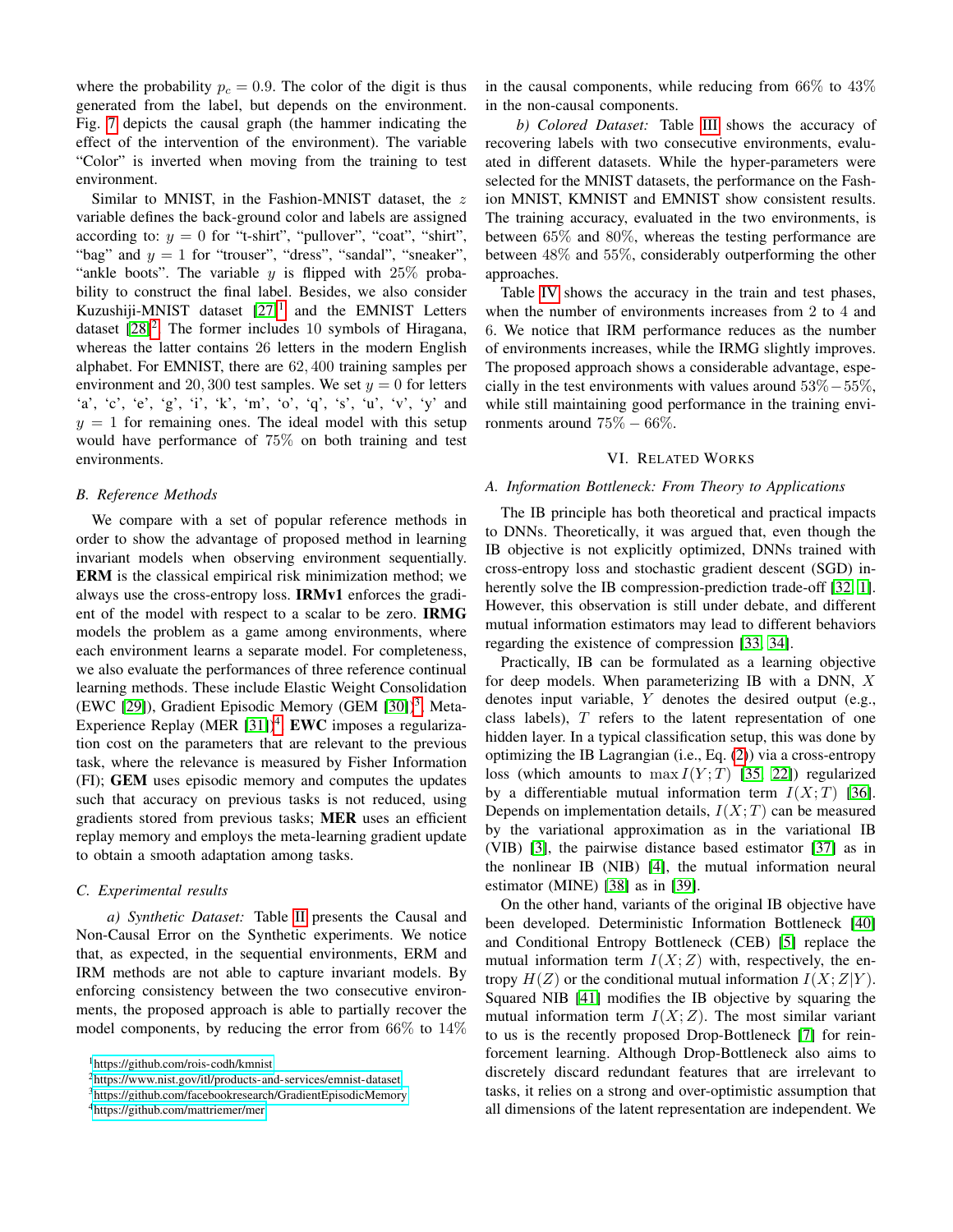where the probability $p_c = 0.9$. The color of the digit is thus generated from the label, but depends on the environment. Fig. 7 depicts the causal graph (the hammer indicating the effect of the intervention of the environment). The variable "Color" is inverted when moving from the training to test environment.

Similar to MNIST, in the Fashion-MNIST dataset, the $z$ variable defines the back-ground color and labels are assigned according to: $y = 0$ for "t-shirt", "pullover", "coat", "shirt", "bag" and $y = 1$ for "trouser", "dress", "sandal", "sneaker", "ankle boots". The variable $y$ is flipped with 25% probability to construct the final label. Besides, we also consider Kuzushiji-MNIST dataset [27][1] and the EMNIST Letters dataset [28][2]. The former includes 10 symbols of Hiragana, whereas the latter contains 26 letters in the modern English alphabet. For EMNIST, there are 62,400 training samples per environment and 20,300 test samples. We set $y = 0$ for letters 'a', 'c', 'e', 'g', 'i', 'k', 'm', 'o', 'q', 's', 'u', 'v', 'y' and $y = 1$ for remaining ones. The ideal model with this setup would have performance of 75% on both training and test environments.

### B. Reference Methods

We compare with a set of popular reference methods in order to show the advantage of proposed method in learning invariant models when observing environment sequentially. **ERM** is the classical empirical risk minimization method; we always use the cross-entropy loss. **IRMv1** enforces the gradient of the model with respect to a scalar to be zero. **IRMG** models the problem as a game among environments, where each environment learns a separate model. For completeness, we also evaluate the performances of three reference continual learning methods. These include Elastic Weight Consolidation (EWC [29]), Gradient Episodic Memory (GEM [30])[3], Meta-Experience Replay (MER [31])[4]. **EWC** imposes a regularization cost on the parameters that are relevant to the previous task, where the relevance is measured by Fisher Information (FI); **GEM** uses episodic memory and computes the updates such that accuracy on previous tasks is not reduced, using gradients stored from previous tasks; **MER** uses an efficient replay memory and employs the meta-learning gradient update to obtain a smooth adaptation among tasks.

### C. Experimental results

*a) Synthetic Dataset:* Table II presents the Causal and Non-Causal Error on the Synthetic experiments. We notice that, as expected, in the sequential environments, ERM and IRM methods are not able to capture invariant models. By enforcing consistency between the two consecutive environments, the proposed approach is able to partially recover the model components, by reducing the error from 66% to 14% in the causal components, while reducing from 66% to 43% in the non-causal components.

*b) Colored Dataset:* Table III shows the accuracy of recovering labels with two consecutive environments, evaluated in different datasets. While the hyper-parameters were selected for the MNIST datasets, the performance on the Fashion MNIST, KMNIST and EMNIST show consistent results. The training accuracy, evaluated in the two environments, is between 65% and 80%, whereas the testing performance are between 48% and 55%, considerably outperforming the other approaches.

Table IV shows the accuracy in the train and test phases, when the number of environments increases from 2 to 4 and 6. We notice that IRM performance reduces as the number of environments increases, while the IRMG slightly improves. The proposed approach shows a considerable advantage, especially in the test environments with values around 53%−55%, while still maintaining good performance in the training environments around 75% − 66%.

## VI. Related Works

### A. Information Bottleneck: From Theory to Applications

The IB principle has both theoretical and practical impacts to DNNs. Theoretically, it was argued that, even though the IB objective is not explicitly optimized, DNNs trained with cross-entropy loss and stochastic gradient descent (SGD) inherently solve the IB compression-prediction trade-off [32, 1]. However, this observation is still under debate, and different mutual information estimators may lead to different behaviors regarding the existence of compression [33, 34].

Practically, IB can be formulated as a learning objective for deep models. When parameterizing IB with a DNN, $X$ denotes input variable, $Y$ denotes the desired output (e.g., class labels), $T$ refers to the latent representation of one hidden layer. In a typical classification setup, this was done by optimizing the IB Lagrangian (i.e., Eq. (2)) via a cross-entropy loss (which amounts to $\max I(Y;T)$ [35, 22]) regularized by a differentiable mutual information term $I(X;T)$ [36]. Depends on implementation details, $I(X;T)$ can be measured by the variational approximation as in the variational IB (VIB) [3], the pairwise distance based estimator [37] as in the nonlinear IB (NIB) [4], the mutual information neural estimator (MINE) [38] as in [39].

On the other hand, variants of the original IB objective have been developed. Deterministic Information Bottleneck [40] and Conditional Entropy Bottleneck (CEB) [5] replace the mutual information term $I(X;Z)$ with, respectively, the entropy $H(Z)$ or the conditional mutual information $I(X;Z|Y)$. Squared NIB [41] modifies the IB objective by squaring the mutual information term $I(X;Z)$. The most similar variant to us is the recently proposed Drop-Bottleneck [7] for reinforcement learning. Although Drop-Bottleneck also aims to discretely discard redundant features that are irrelevant to tasks, it relies on a strong and over-optimistic assumption that all dimensions of the latent representation are independent. We

[1] https://github.com/rois-codh/kmnist

[2] https://www.nist.gov/itl/products-and-services/emnist-dataset

[3] https://github.com/facebookresearch/GradientEpisodicMemory

[4] https://github.com/mattriemer/mer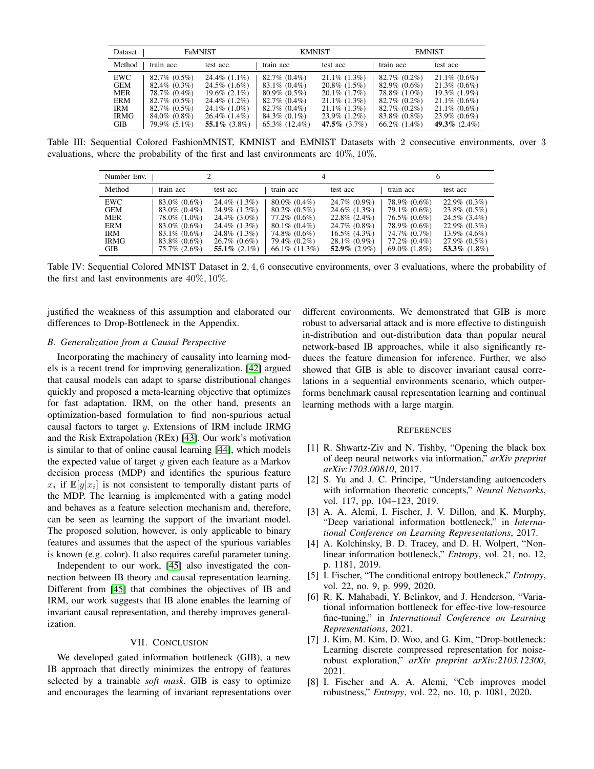| Dataset | FaMNIST | | KMNIST | | EMNIST | |
|---|---|---|---|---|---|---|
| Method | train acc | test acc | train acc | test acc | train acc | test acc |
| EWC | 82.7% (0.5%) | 24.4% (1.1%) | 82.7% (0.4%) | 21.1% (1.3%) | 82.7% (0.2%) | 21.1% (0.6%) |
| GEM | 82.4% (0.3%) | 24.5% (1.6%) | 83.1% (0.4%) | 20.8% (1.5%) | 82.9% (0.6%) | 21.3% (0.6%) |
| MER | 78.7% (0.4%) | 19.6% (2.1%) | 80.9% (0.5%) | 20.1% (1.7%) | 78.8% (1.0%) | 19.3% (1.9%) |
| ERM | 82.7% (0.5%) | 24.4% (1.2%) | 82.7% (0.4%) | 21.1% (1.3%) | 82.7% (0.2%) | 21.1% (0.6%) |
| IRM | 82.7% (0.5%) | 24.1% (1.0%) | 82.7% (0.4%) | 21.1% (1.3%) | 82.7% (0.2%) | 21.1% (0.6%) |
| IRMG | 84.0% (0.8%) | 26.4% (1.4%) | 84.3% (0.1%) | 23.9% (1.2%) | 83.8% (0.8%) | 23.9% (0.6%) |
| GIB | 79.9% (5.1%) | **55.1%** (3.8%) | 65.3% (12.4%) | **47.5%** (3.7%) | 66.2% (1.4%) | **49.3%** (2.4%) |

Table III: Sequential Colored FashionMNIST, KMNIST and EMNIST Datasets with 2 consecutive environments, over 3 evaluations, where the probability of the first and last environments are $40\%, 10\%$.

| Number Env. | 2 | | 4 | | 6 | |
|---|---|---|---|---|---|---|
| Method | train acc | test acc | train acc | test acc | train acc | test acc |
| EWC | 83.0% (0.6%) | 24.4% (1.3%) | 80.0% (0.4%) | 24.7% (0.9%) | 78.9% (0.6%) | 22.9% (0.3%) |
| GEM | 83.0% (0.4%) | 24.9% (1.2%) | 80.2% (0.5%) | 24.6% (1.3%) | 79.1% (0.6%) | 23.8% (0.5%) |
| MER | 78.0% (1.0%) | 24.4% (3.0%) | 77.2% (0.6%) | 22.8% (2.4%) | 76.5% (0.6%) | 24.5% (3.4%) |
| ERM | 83.0% (0.6%) | 24.4% (1.3%) | 80.1% (0.4%) | 24.7% (0.8%) | 78.9% (0.6%) | 22.9% (0.3%) |
| IRM | 83.1% (0.6%) | 24.8% (1.3%) | 74.8% (0.6%) | 16.5% (4.3%) | 74.7% (0.7%) | 13.9% (4.6%) |
| IRMG | 83.8% (0.6%) | 26.7% (0.6%) | 79.4% (0.2%) | 28.1% (0.9%) | 77.2% (0.4%) | 27.9% (0.5%) |
| GIB | 75.7% (2.6%) | **55.1%** (2.1%) | 66.1% (11.3%) | **52.9%** (2.9%) | 69.0% (1.8%) | **53.3%** (1.8%) |

Table IV: Sequential Colored MNIST Dataset in $2, 4, 6$ consecutive environments, over 3 evaluations, where the probability of the first and last environments are $40\%, 10\%$.

justified the weakness of this assumption and elaborated our differences to Drop-Bottleneck in the Appendix.

### B. Generalization from a Causal Perspective

Incorporating the machinery of causality into learning models is a recent trend for improving generalization. [42] argued that causal models can adapt to sparse distributional changes quickly and proposed a meta-learning objective that optimizes for fast adaptation. IRM, on the other hand, presents an optimization-based formulation to find non-spurious actual causal factors to target $y$. Extensions of IRM include IRMG and the Risk Extrapolation (REx) [43]. Our work's motivation is similar to that of online causal learning [44], which models the expected value of target $y$ given each feature as a Markov decision process (MDP) and identifies the spurious feature $x_i$ if $\mathbb{E}[y|x_i]$ is not consistent to temporally distant parts of the MDP. The learning is implemented with a gating model and behaves as a feature selection mechanism and, therefore, can be seen as learning the support of the invariant model. The proposed solution, however, is only applicable to binary features and assumes that the aspect of the spurious variables is known (e.g. color). It also requires careful parameter tuning.

Independent to our work, [45] also investigated the connection between IB theory and causal representation learning. Different from [45] that combines the objectives of IB and IRM, our work suggests that IB alone enables the learning of invariant causal representation, and thereby improves generalization.

## VII. Conclusion

We developed gated information bottleneck (GIB), a new IB approach that directly minimizes the entropy of features selected by a trainable *soft mask*. GIB is easy to optimize and encourages the learning of invariant representations over different environments. We demonstrated that GIB is more robust to adversarial attack and is more effective to distinguish in-distribution and out-distribution data than popular neural network-based IB approaches, while it also significantly reduces the feature dimension for inference. Further, we also showed that GIB is able to discover invariant causal correlations in a sequential environments scenario, which outperforms benchmark causal representation learning and continual learning methods with a large margin.

## References

[1] R. Shwartz-Ziv and N. Tishby, "Opening the black box of deep neural networks via information," *arXiv preprint arXiv:1703.00810*, 2017.

[2] S. Yu and J. C. Principe, "Understanding autoencoders with information theoretic concepts," *Neural Networks*, vol. 117, pp. 104–123, 2019.

[3] A. A. Alemi, I. Fischer, J. V. Dillon, and K. Murphy, "Deep variational information bottleneck," in *International Conference on Learning Representations*, 2017.

[4] A. Kolchinsky, B. D. Tracey, and D. H. Wolpert, "Nonlinear information bottleneck," *Entropy*, vol. 21, no. 12, p. 1181, 2019.

[5] I. Fischer, "The conditional entropy bottleneck," *Entropy*, vol. 22, no. 9, p. 999, 2020.

[6] R. K. Mahabadi, Y. Belinkov, and J. Henderson, "Variational information bottleneck for effec-tive low-resource fine-tuning," in *International Conference on Learning Representations*, 2021.

[7] J. Kim, M. Kim, D. Woo, and G. Kim, "Drop-bottleneck: Learning discrete compressed representation for noise-robust exploration," *arXiv preprint arXiv:2103.12300*, 2021.

[8] I. Fischer and A. A. Alemi, "Ceb improves model robustness," *Entropy*, vol. 22, no. 10, p. 1081, 2020.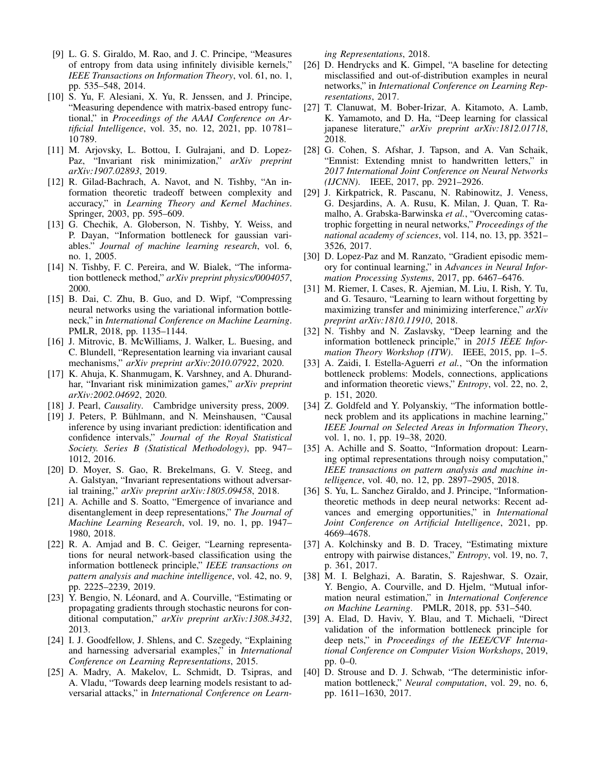[9] L. G. S. Giraldo, M. Rao, and J. C. Principe, "Measures of entropy from data using infinitely divisible kernels," *IEEE Transactions on Information Theory*, vol. 61, no. 1, pp. 535–548, 2014.

[10] S. Yu, F. Alesiani, X. Yu, R. Jenssen, and J. Principe, "Measuring dependence with matrix-based entropy functional," in *Proceedings of the AAAI Conference on Artificial Intelligence*, vol. 35, no. 12, 2021, pp. 10 781–10 789.

[11] M. Arjovsky, L. Bottou, I. Gulrajani, and D. Lopez-Paz, "Invariant risk minimization," *arXiv preprint arXiv:1907.02893*, 2019.

[12] R. Gilad-Bachrach, A. Navot, and N. Tishby, "An information theoretic tradeoff between complexity and accuracy," in *Learning Theory and Kernel Machines*. Springer, 2003, pp. 595–609.

[13] G. Chechik, A. Globerson, N. Tishby, Y. Weiss, and P. Dayan, "Information bottleneck for gaussian variables." *Journal of machine learning research*, vol. 6, no. 1, 2005.

[14] N. Tishby, F. C. Pereira, and W. Bialek, "The information bottleneck method," *arXiv preprint physics/0004057*, 2000.

[15] B. Dai, C. Zhu, B. Guo, and D. Wipf, "Compressing neural networks using the variational information bottleneck," in *International Conference on Machine Learning*. PMLR, 2018, pp. 1135–1144.

[16] J. Mitrovic, B. McWilliams, J. Walker, L. Buesing, and C. Blundell, "Representation learning via invariant causal mechanisms," *arXiv preprint arXiv:2010.07922*, 2020.

[17] K. Ahuja, K. Shanmugam, K. Varshney, and A. Dhurandhar, "Invariant risk minimization games," *arXiv preprint arXiv:2002.04692*, 2020.

[18] J. Pearl, *Causality*. Cambridge university press, 2009.

[19] J. Peters, P. Bühlmann, and N. Meinshausen, "Causal inference by using invariant prediction: identification and confidence intervals," *Journal of the Royal Statistical Society. Series B (Statistical Methodology)*, pp. 947–1012, 2016.

[20] D. Moyer, S. Gao, R. Brekelmans, G. V. Steeg, and A. Galstyan, "Invariant representations without adversarial training," *arXiv preprint arXiv:1805.09458*, 2018.

[21] A. Achille and S. Soatto, "Emergence of invariance and disentanglement in deep representations," *The Journal of Machine Learning Research*, vol. 19, no. 1, pp. 1947–1980, 2018.

[22] R. A. Amjad and B. C. Geiger, "Learning representations for neural network-based classification using the information bottleneck principle," *IEEE transactions on pattern analysis and machine intelligence*, vol. 42, no. 9, pp. 2225–2239, 2019.

[23] Y. Bengio, N. Léonard, and A. Courville, "Estimating or propagating gradients through stochastic neurons for conditional computation," *arXiv preprint arXiv:1308.3432*, 2013.

[24] I. J. Goodfellow, J. Shlens, and C. Szegedy, "Explaining and harnessing adversarial examples," in *International Conference on Learning Representations*, 2015.

[25] A. Madry, A. Makelov, L. Schmidt, D. Tsipras, and A. Vladu, "Towards deep learning models resistant to adversarial attacks," in *International Conference on Learning Representations*, 2018.

[26] D. Hendrycks and K. Gimpel, "A baseline for detecting misclassified and out-of-distribution examples in neural networks," in *International Conference on Learning Representations*, 2017.

[27] T. Clanuwat, M. Bober-Irizar, A. Kitamoto, A. Lamb, K. Yamamoto, and D. Ha, "Deep learning for classical japanese literature," *arXiv preprint arXiv:1812.01718*, 2018.

[28] G. Cohen, S. Afshar, J. Tapson, and A. Van Schaik, "Emnist: Extending mnist to handwritten letters," in *2017 International Joint Conference on Neural Networks (IJCNN)*. IEEE, 2017, pp. 2921–2926.

[29] J. Kirkpatrick, R. Pascanu, N. Rabinowitz, J. Veness, G. Desjardins, A. A. Rusu, K. Milan, J. Quan, T. Ramalho, A. Grabska-Barwinska *et al.*, "Overcoming catastrophic forgetting in neural networks," *Proceedings of the national academy of sciences*, vol. 114, no. 13, pp. 3521–3526, 2017.

[30] D. Lopez-Paz and M. Ranzato, "Gradient episodic memory for continual learning," in *Advances in Neural Information Processing Systems*, 2017, pp. 6467–6476.

[31] M. Riemer, I. Cases, R. Ajemian, M. Liu, I. Rish, Y. Tu, and G. Tesauro, "Learning to learn without forgetting by maximizing transfer and minimizing interference," *arXiv preprint arXiv:1810.11910*, 2018.

[32] N. Tishby and N. Zaslavsky, "Deep learning and the information bottleneck principle," in *2015 IEEE Information Theory Workshop (ITW)*. IEEE, 2015, pp. 1–5.

[33] A. Zaidi, I. Estella-Aguerri *et al.*, "On the information bottleneck problems: Models, connections, applications and information theoretic views," *Entropy*, vol. 22, no. 2, p. 151, 2020.

[34] Z. Goldfeld and Y. Polyanskiy, "The information bottleneck problem and its applications in machine learning," *IEEE Journal on Selected Areas in Information Theory*, vol. 1, no. 1, pp. 19–38, 2020.

[35] A. Achille and S. Soatto, "Information dropout: Learning optimal representations through noisy computation," *IEEE transactions on pattern analysis and machine intelligence*, vol. 40, no. 12, pp. 2897–2905, 2018.

[36] S. Yu, L. Sanchez Giraldo, and J. Principe, "Information-theoretic methods in deep neural networks: Recent advances and emerging opportunities," in *International Joint Conference on Artificial Intelligence*, 2021, pp. 4669–4678.

[37] A. Kolchinsky and B. D. Tracey, "Estimating mixture entropy with pairwise distances," *Entropy*, vol. 19, no. 7, p. 361, 2017.

[38] M. I. Belghazi, A. Baratin, S. Rajeshwar, S. Ozair, Y. Bengio, A. Courville, and D. Hjelm, "Mutual information neural estimation," in *International Conference on Machine Learning*. PMLR, 2018, pp. 531–540.

[39] A. Elad, D. Haviv, Y. Blau, and T. Michaeli, "Direct validation of the information bottleneck principle for deep nets," in *Proceedings of the IEEE/CVF International Conference on Computer Vision Workshops*, 2019, pp. 0–0.

[40] D. Strouse and D. J. Schwab, "The deterministic information bottleneck," *Neural computation*, vol. 29, no. 6, pp. 1611–1630, 2017.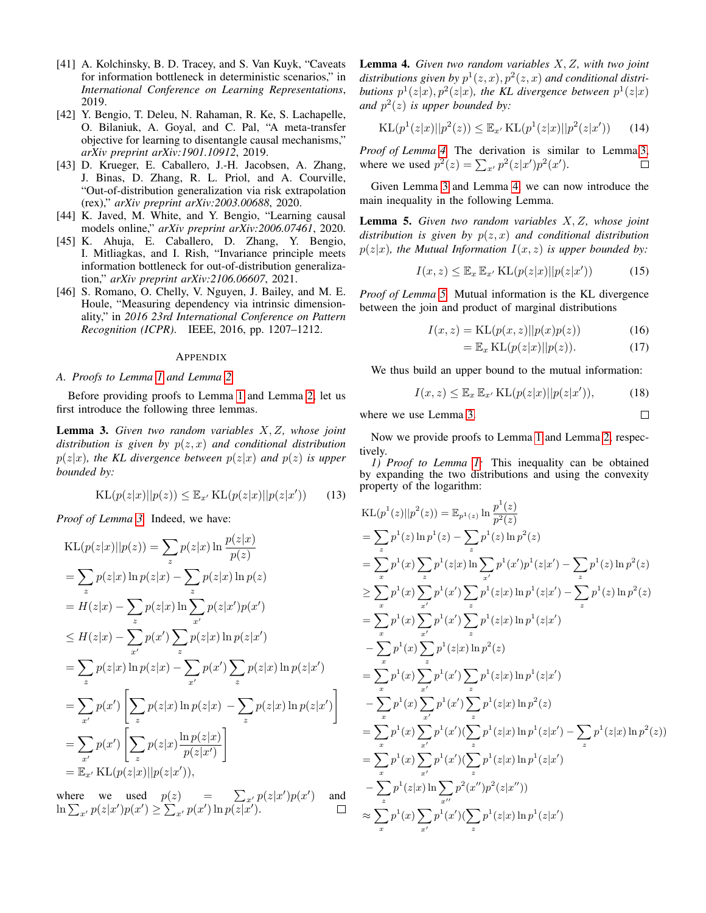[41] A. Kolchinsky, B. D. Tracey, and S. Van Kuyk, "Caveats for information bottleneck in deterministic scenarios," in *International Conference on Learning Representations*, 2019.

[42] Y. Bengio, T. Deleu, N. Rahaman, R. Ke, S. Lachapelle, O. Bilaniuk, A. Goyal, and C. Pal, "A meta-transfer objective for learning to disentangle causal mechanisms," *arXiv preprint arXiv:1901.10912*, 2019.

[43] D. Krueger, E. Caballero, J.-H. Jacobsen, A. Zhang, J. Binas, D. Zhang, R. L. Priol, and A. Courville, "Out-of-distribution generalization via risk extrapolation (rex)," *arXiv preprint arXiv:2003.00688*, 2020.

[44] K. Javed, M. White, and Y. Bengio, "Learning causal models online," *arXiv preprint arXiv:2006.07461*, 2020.

[45] K. Ahuja, E. Caballero, D. Zhang, Y. Bengio, I. Mitliagkas, and I. Rish, "Invariance principle meets information bottleneck for out-of-distribution generalization," *arXiv preprint arXiv:2106.06607*, 2021.

[46] S. Romano, O. Chelly, V. Nguyen, J. Bailey, and M. E. Houle, "Measuring dependency via intrinsic dimensionality," in *2016 23rd International Conference on Pattern Recognition (ICPR)*. IEEE, 2016, pp. 1207–1212.

## Appendix

### A. Proofs to Lemma 1 and Lemma 2

Before providing proofs to Lemma 1 and Lemma 2, let us first introduce the following three lemmas.

**Lemma 3.** *Given two random variables $X, Z$, whose joint distribution is given by $p(z, x)$ and conditional distribution $p(z|x)$, the KL divergence between $p(z|x)$ and $p(z)$ is upper bounded by:*

$$\mathrm{KL}(p(z|x)||p(z)) \leq \mathbb{E}_{x'} \mathrm{KL}(p(z|x)||p(z|x')) \tag{13}$$

*Proof of Lemma 3.* Indeed, we have:

$$\begin{aligned}
&\mathrm{KL}(p(z|x)||p(z)) = \sum_z p(z|x) \ln \frac{p(z|x)}{p(z)} \\
&= \sum_z p(z|x) \ln p(z|x) - \sum_z p(z|x) \ln p(z) \\
&= H(z|x) - \sum_z p(z|x) \ln \sum_{x'} p(z|x')p(x') \\
&\leq H(z|x) - \sum_{x'} p(x') \sum_z p(z|x) \ln p(z|x') \\
&= \sum_z p(z|x) \ln p(z|x) - \sum_{x'} p(x') \sum_z p(z|x) \ln p(z|x') \\
&= \sum_{x'} p(x') \left[ \sum_z p(z|x) \ln p(z|x) - \sum_z p(z|x) \ln p(z|x') \right] \\
&= \sum_{x'} p(x') \left[ \sum_z p(z|x) \frac{\ln p(z|x)}{p(z|x')} \right] \\
&= \mathbb{E}_{x'} \mathrm{KL}(p(z|x)||p(z|x')),
\end{aligned}$$

where we used $p(z) = \sum_{x'} p(z|x')p(x')$ and $\ln \sum_{x'} p(z|x')p(x') \geq \sum_{x'} p(x') \ln p(z|x')$. $\square$

**Lemma 4.** *Given two random variables $X, Z$, with two joint distributions given by $p^1(z, x), p^2(z, x)$ and conditional distributions $p^1(z|x), p^2(z|x)$, the KL divergence between $p^1(z|x)$ and $p^2(z)$ is upper bounded by:*

$$\mathrm{KL}(p^1(z|x)||p^2(z)) \leq \mathbb{E}_{x'} \mathrm{KL}(p^1(z|x)||p^2(z|x')) \tag{14}$$

*Proof of Lemma 4.* The derivation is similar to Lemma 3, where we used $p^2(z) = \sum_{x'} p^2(z|x')p^2(x')$. $\square$

Given Lemma 3 and Lemma 4, we can now introduce the main inequality in the following Lemma.

**Lemma 5.** *Given two random variables $X, Z$, whose joint distribution is given by $p(z, x)$ and conditional distribution $p(z|x)$, the Mutual Information $I(x, z)$ is upper bounded by:*

$$I(x, z) \leq \mathbb{E}_x \mathbb{E}_{x'} \mathrm{KL}(p(z|x)||p(z|x')) \tag{15}$$

*Proof of Lemma 5.* Mutual information is the KL divergence between the join and product of marginal distributions

$$\begin{aligned}
I(x, z) &= \mathrm{KL}(p(x, z)||p(x)p(z)) &(16)\\
&= \mathbb{E}_x \mathrm{KL}(p(z|x)||p(z)). &(17)
\end{aligned}$$

We thus build an upper bound to the mutual information:

$$I(x, z) \leq \mathbb{E}_x \mathbb{E}_{x'} \mathrm{KL}(p(z|x)||p(z|x')), \tag{18}$$

where we use Lemma 3. $\square$

Now we provide proofs to Lemma 1 and Lemma 2, respectively.

*1) Proof to Lemma 1:* This inequality can be obtained by expanding the two distributions and using the convexity property of the logarithm:

$$\begin{aligned}
&\mathrm{KL}(p^1(z)||p^2(z)) = \mathbb{E}_{p^1(z)} \ln \frac{p^1(z)}{p^2(z)} \\
&= \sum_z p^1(z) \ln p^1(z) - \sum_z p^1(z) \ln p^2(z) \\
&= \sum_x p^1(x) \sum_z p^1(z|x) \ln \sum_{x'} p^1(x')p^1(z|x') - \sum_z p^1(z) \ln p^2(z) \\
&\geq \sum_x p^1(x) \sum_{x'} p^1(x') \sum_z p^1(z|x) \ln p^1(z|x') - \sum_z p^1(z) \ln p^2(z) \\
&= \sum_x p^1(x) \sum_{x'} p^1(x') \sum_z p^1(z|x) \ln p^1(z|x') \\
&\quad - \sum_x p^1(x) \sum_z p^1(z|x) \ln p^2(z) \\
&= \sum_x p^1(x) \sum_{x'} p^1(x') \sum_z p^1(z|x) \ln p^1(z|x') \\
&\quad - \sum_x p^1(x) \sum_{x'} p^1(x') \sum_z p^1(z|x) \ln p^2(z) \\
&= \sum_x p^1(x) \sum_{x'} p^1(x') (\sum_z p^1(z|x) \ln p^1(z|x') - \sum_z p^1(z|x) \ln p^2(z)) \\
&= \sum_x p^1(x) \sum_{x'} p^1(x') (\sum_z p^1(z|x) \ln p^1(z|x') \\
&\quad - \sum_z p^1(z|x) \ln \sum_{x''} p^2(x'')p^2(z|x'')) \\
&\approx \sum_x p^1(x) \sum_{x'} p^1(x') (\sum_z p^1(z|x) \ln p^1(z|x')
\end{aligned}$$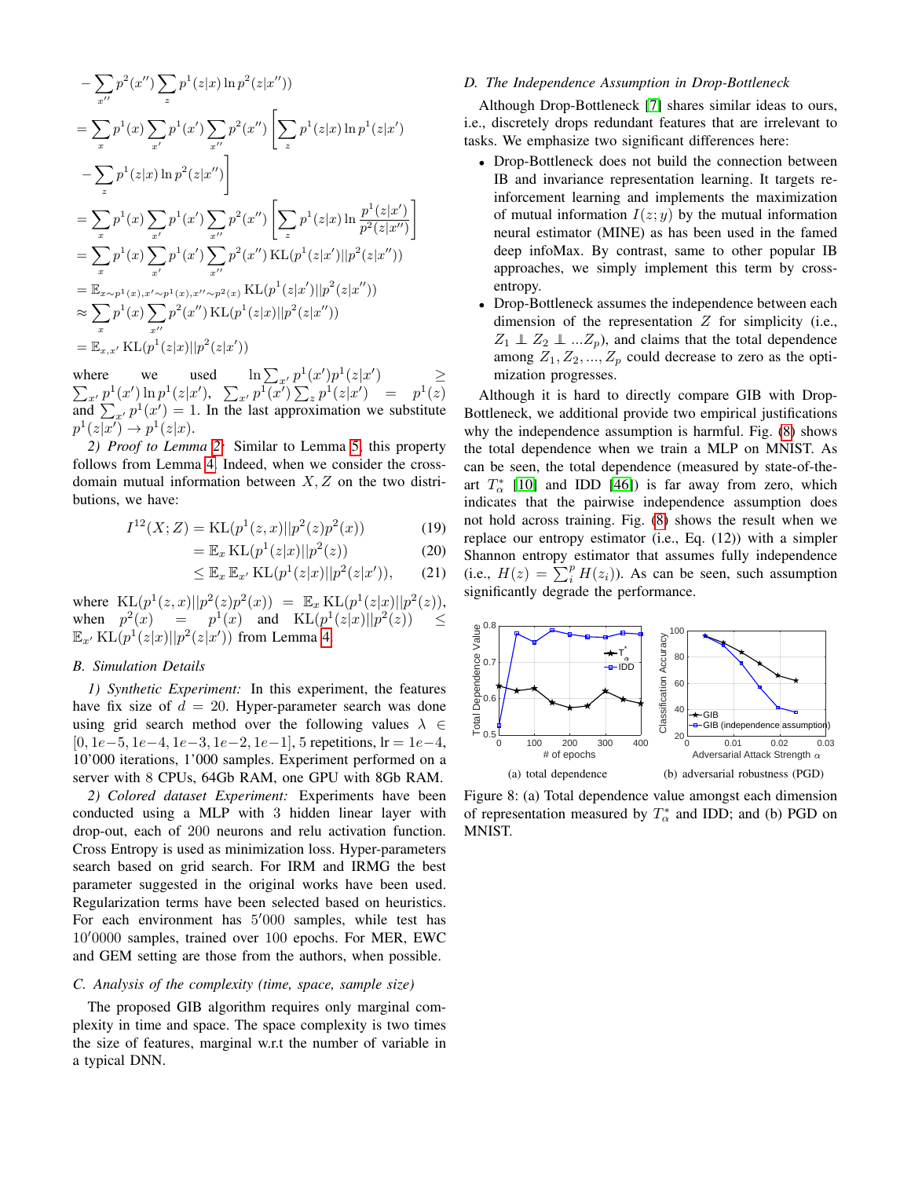$$
\begin{aligned}
&-\sum_{x''} p^2(x'') \sum_z p^1(z|x) \ln p^2(z|x'')) \\
&= \sum_x p^1(x) \sum_{x'} p^1(x') \sum_{x''} p^2(x'') \left[ \sum_z p^1(z|x) \ln p^1(z|x') \right. \\
&\left. - \sum_z p^1(z|x) \ln p^2(z|x'') \right] \\
&= \sum_x p^1(x) \sum_{x'} p^1(x') \sum_{x''} p^2(x'') \left[ \sum_z p^1(z|x) \ln \frac{p^1(z|x')}{p^2(z|x'')} \right] \\
&= \sum_x p^1(x) \sum_{x'} p^1(x') \sum_{x''} p^2(x'') \, \mathrm{KL}(p^1(z|x')||p^2(z|x'')) \\
&= \mathbb{E}_{x \sim p^1(x), x' \sim p^1(x), x'' \sim p^2(x)} \mathrm{KL}(p^1(z|x')||p^2(z|x'')) \\
&\approx \sum_x p^1(x) \sum_{x''} p^2(x'') \, \mathrm{KL}(p^1(z|x)||p^2(z|x'')) \\
&= \mathbb{E}_{x,x'} \mathrm{KL}(p^1(z|x)||p^2(z|x'))
\end{aligned}
$$

where we used $\ln \sum_{x'} p^1(x') p^1(z|x') \geq \sum_{x'} p^1(x') \ln p^1(z|x')$, $\sum_{x'} p^1(x') \sum_z p^1(z|x') = p^1(z)$ and $\sum_{x'} p^1(x') = 1$. In the last approximation we substitute $p^1(z|x') \to p^1(z|x)$.

*2) Proof to Lemma 2:* Similar to Lemma 5, this property follows from Lemma 4. Indeed, when we consider the cross-domain mutual information between $X, Z$ on the two distributions, we have:

$$
\begin{aligned}
I^{12}(X; Z) &= \mathrm{KL}(p^1(z, x)||p^2(z)p^2(x)) && (19) \\
&= \mathbb{E}_x \mathrm{KL}(p^1(z|x)||p^2(z)) && (20) \\
&\leq \mathbb{E}_x \mathbb{E}_{x'} \mathrm{KL}(p^1(z|x)||p^2(z|x')), && (21)
\end{aligned}
$$

where $\mathrm{KL}(p^1(z, x)||p^2(z)p^2(x)) = \mathbb{E}_x \mathrm{KL}(p^1(z|x)||p^2(z))$, when $p^2(x) = p^1(x)$ and $\mathrm{KL}(p^1(z|x)||p^2(z)) \leq \mathbb{E}_{x'} \mathrm{KL}(p^1(z|x)||p^2(z|x'))$ from Lemma 4.

### B. Simulation Details

*1) Synthetic Experiment:* In this experiment, the features have fix size of $d = 20$. Hyper-parameter search was done using grid search method over the following values $\lambda \in [0, 1e{-}5, 1e{-}4, 1e{-}3, 1e{-}2, 1e{-}1]$, 5 repetitions, $\mathrm{lr} = 1e{-}4$, 10'000 iterations, 1'000 samples. Experiment performed on a server with 8 CPUs, 64Gb RAM, one GPU with 8Gb RAM.

*2) Colored dataset Experiment:* Experiments have been conducted using a MLP with 3 hidden linear layer with drop-out, each of 200 neurons and relu activation function. Cross Entropy is used as minimization loss. Hyper-parameters search based on grid search. For IRM and IRMG the best parameter suggested in the original works have been used. Regularization terms have been selected based on heuristics. For each environment has $5'000$ samples, while test has $10'0000$ samples, trained over 100 epochs. For MER, EWC and GEM setting are those from the authors, when possible.

### C. Analysis of the complexity (time, space, sample size)

The proposed GIB algorithm requires only marginal complexity in time and space. The space complexity is two times the size of features, marginal w.r.t the number of variable in a typical DNN.

### D. The Independence Assumption in Drop-Bottleneck

Although Drop-Bottleneck [7] shares similar ideas to ours, i.e., discretely drops redundant features that are irrelevant to tasks. We emphasize two significant differences here:

- Drop-Bottleneck does not build the connection between IB and invariance representation learning. It targets reinforcement learning and implements the maximization of mutual information $I(z; y)$ by the mutual information neural estimator (MINE) as has been used in the famed deep infoMax. By contrast, same to other popular IB approaches, we simply implement this term by cross-entropy.
- Drop-Bottleneck assumes the independence between each dimension of the representation $Z$ for simplicity (i.e., $Z_1 \perp\!\!\!\perp Z_2 \perp\!\!\!\perp ... Z_p$), and claims that the total dependence among $Z_1, Z_2, ..., Z_p$ could decrease to zero as the optimization progresses.

Although it is hard to directly compare GIB with Drop-Bottleneck, we additional provide two empirical justifications why the independence assumption is harmful. Fig. (8) shows the total dependence when we train a MLP on MNIST. As can be seen, the total dependence (measured by state-of-the-art $T^*_\alpha$ [10] and IDD [46]) is far away from zero, which indicates that the pairwise independence assumption does not hold across training. Fig. (8) shows the result when we replace our entropy estimator (i.e., Eq. (12)) with a simpler Shannon entropy estimator that assumes fully independence (i.e., $H(z) = \sum_i^p H(z_i)$). As can be seen, such assumption significantly degrade the performance.

Total Dependence Value
0.8
0.7
0.6
0.5
0 100 200 300 400
# of epochs
$T^*_\alpha$
IDD

(a) total dependence

Classification Accuracy
100
80
60
40
20
0 0.01 0.02 0.03
Adversarial Attack Strength $\alpha$
GIB
GIB (independence assumption)

(b) adversarial robustness (PGD)

Figure 8: (a) Total dependence value amongst each dimension of representation measured by $T^*_\alpha$ and IDD; and (b) PGD on MNIST.